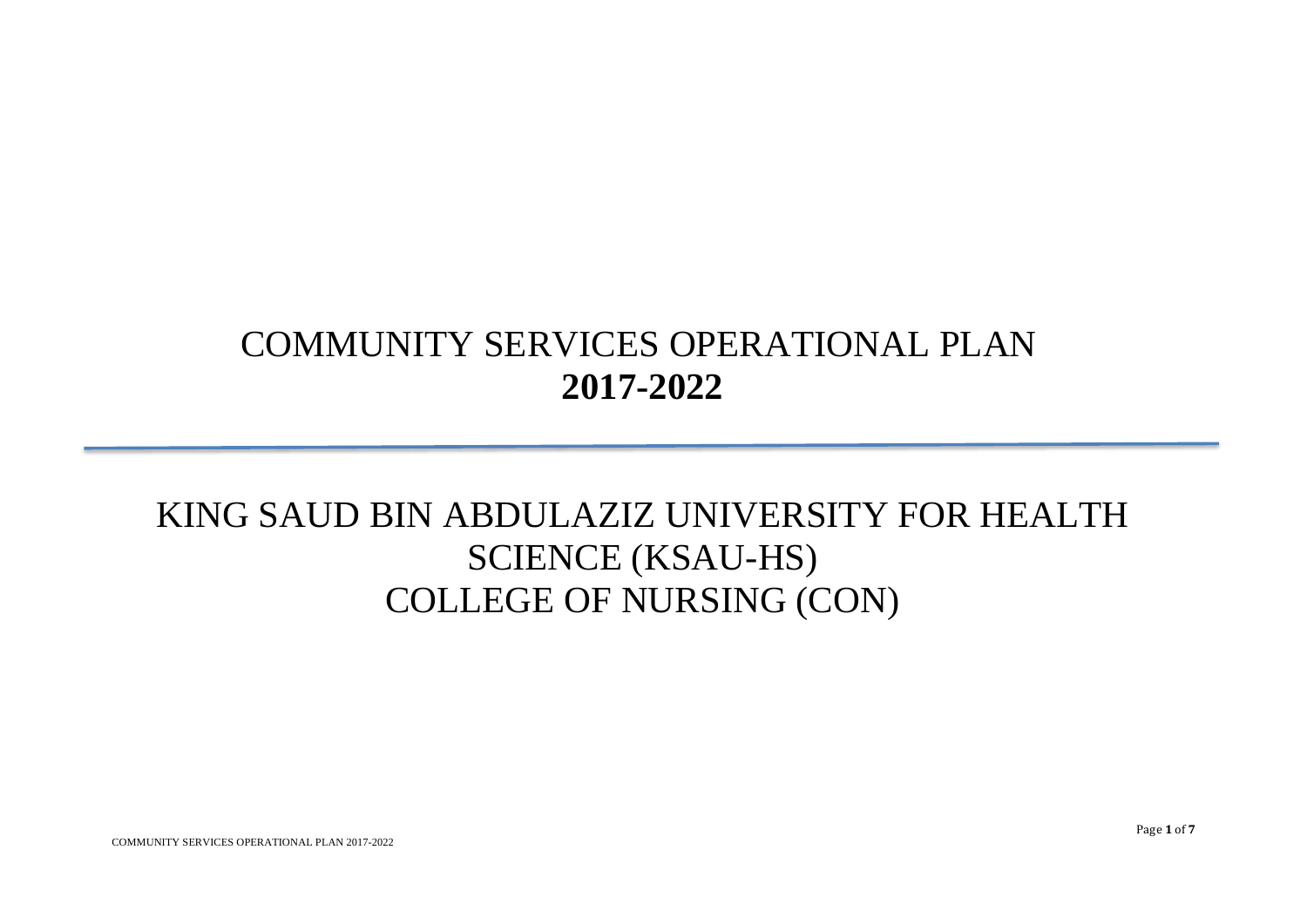# COMMUNITY SERVICES OPERATIONAL PLAN
# **2017-2022**

---

## KING SAUD BIN ABDULAZIZ UNIVERSITY FOR HEALTH SCIENCE (KSAU-HS)
## COLLEGE OF NURSING (CON)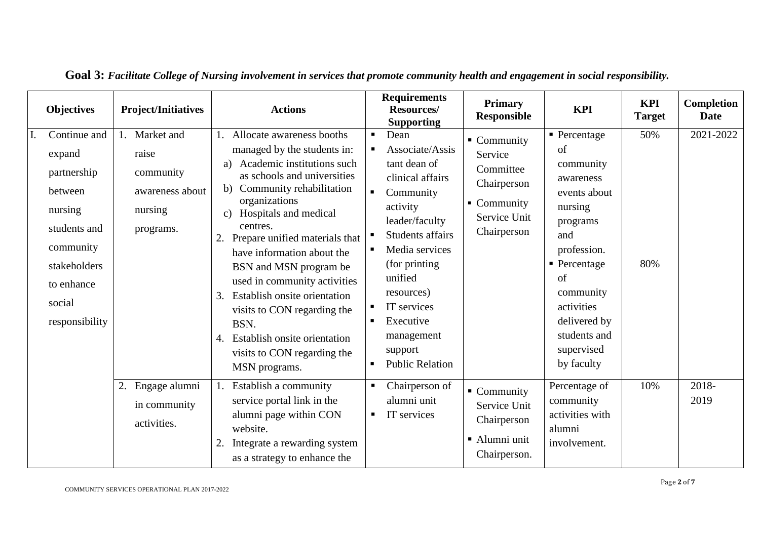**Goal 3:** ***Facilitate College of Nursing involvement in services that promote community health and engagement in social responsibility.***

| Objectives | Project/Initiatives | Actions | Requirements Resources/ Supporting | Primary Responsible | KPI | KPI Target | Completion Date |
|---|---|---|---|---|---|---|---|
| I. Continue and expand partnership between nursing students and community stakeholders to enhance social responsibility | 1. Market and raise community awareness about nursing programs. | 1. Allocate awareness booths managed by the students in:<br>a) Academic institutions such as schools and universities<br>b) Community rehabilitation organizations<br>c) Hospitals and medical centres.<br>2. Prepare unified materials that have information about the BSN and MSN program be used in community activities<br>3. Establish onsite orientation visits to CON regarding the BSN.<br>4. Establish onsite orientation visits to CON regarding the MSN programs. | ▪ Dean<br>▪ Associate/Assistant dean of clinical affairs<br>▪ Community activity leader/faculty<br>▪ Students affairs<br>▪ Media services (for printing unified resources)<br>▪ IT services<br>▪ Executive management support<br>▪ Public Relation | ▪ Community Service Committee Chairperson<br>▪ Community Service Unit Chairperson | ▪ Percentage of community awareness events about nursing programs and profession.<br>▪ Percentage of community activities delivered by students and supervised by faculty | 50%<br><br>80% | 2021-2022 |
| | 2. Engage alumni in community activities. | 1. Establish a community service portal link in the alumni page within CON website.<br>2. Integrate a rewarding system as a strategy to enhance the | ▪ Chairperson of alumni unit<br>▪ IT services | ▪ Community Service Unit Chairperson<br>▪ Alumni unit Chairperson. | Percentage of community activities with alumni involvement. | 10% | 2018-2019 |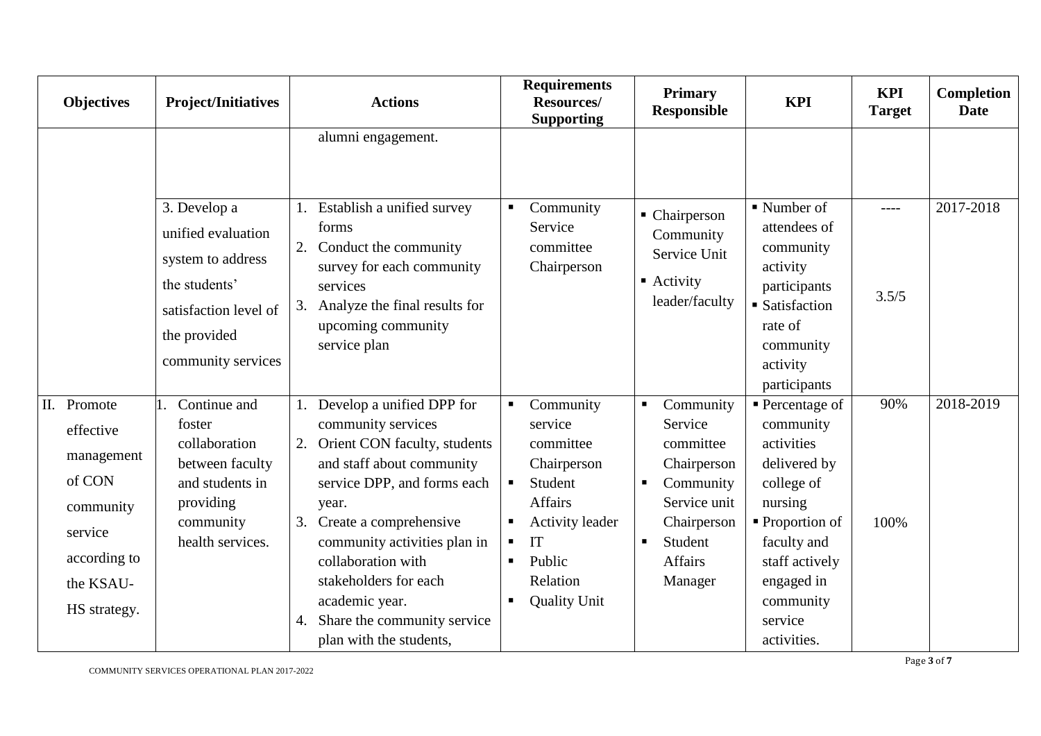| Objectives | Project/Initiatives | Actions | Requirements Resources/ Supporting | Primary Responsible | KPI | KPI Target | Completion Date |
|---|---|---|---|---|---|---|---|
| | | alumni engagement. | | | | | |
| | 3. Develop a unified evaluation system to address the students' satisfaction level of the provided community services | 1. Establish a unified survey forms<br>2. Conduct the community survey for each community services<br>3. Analyze the final results for upcoming community service plan | ▪ Community Service committee Chairperson | ▪ Chairperson Community Service Unit<br>▪ Activity leader/faculty | ▪ Number of attendees of community activity participants<br>▪ Satisfaction rate of community activity participants | ----<br><br>3.5/5 | 2017-2018 |
| II. Promote effective management of CON community service according to the KSAU-HS strategy. | 1. Continue and foster collaboration between faculty and students in providing community health services. | 1. Develop a unified DPP for community services<br>2. Orient CON faculty, students and staff about community service DPP, and forms each year.<br>3. Create a comprehensive community activities plan in collaboration with stakeholders for each academic year.<br>4. Share the community service plan with the students, | ▪ Community service committee Chairperson<br>▪ Student Affairs<br>▪ Activity leader<br>▪ IT<br>▪ Public Relation<br>▪ Quality Unit | ▪ Community Service committee Chairperson<br>▪ Community Service unit Chairperson<br>▪ Student Affairs Manager | ▪ Percentage of community activities delivered by college of nursing<br>▪ Proportion of faculty and staff actively engaged in community service activities. | 90%<br><br>100% | 2018-2019 |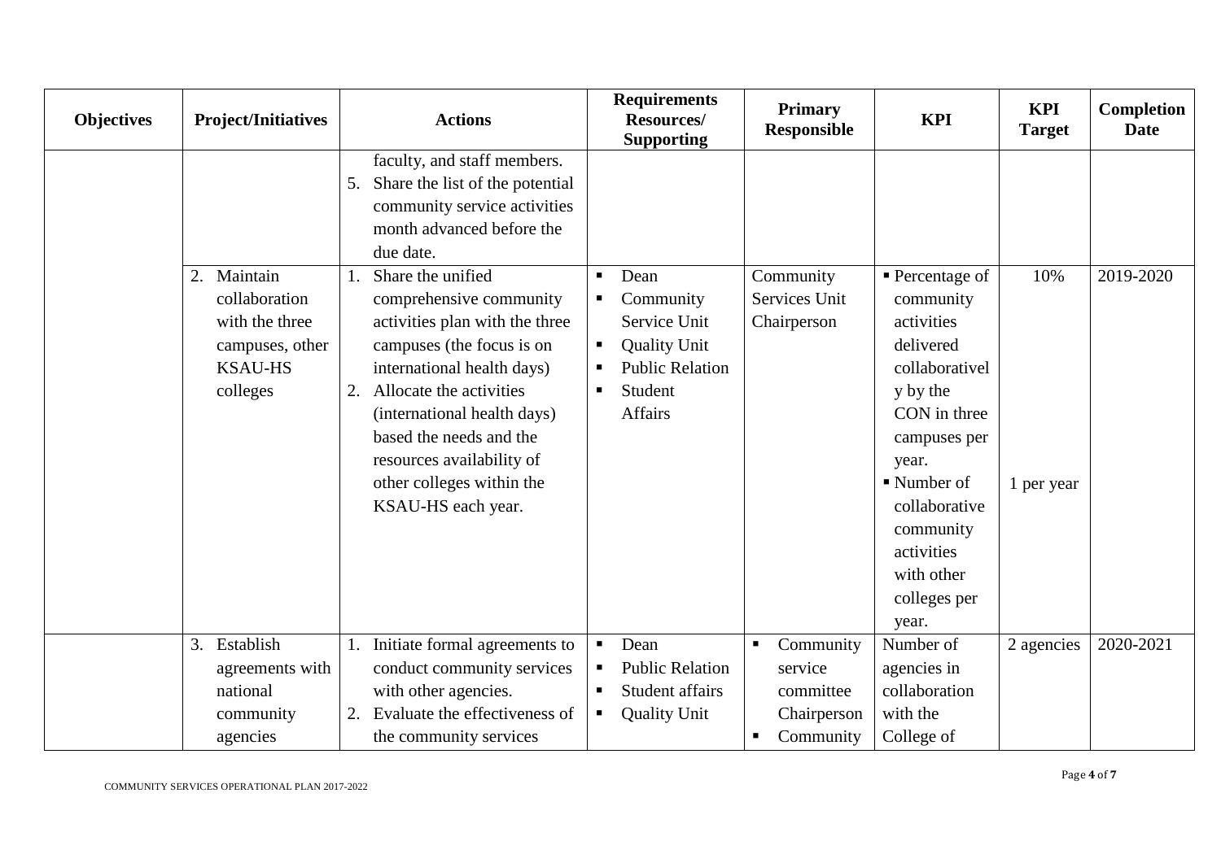| Objectives | Project/Initiatives | Actions | Requirements Resources/ Supporting | Primary Responsible | KPI | KPI Target | Completion Date |
|---|---|---|---|---|---|---|---|
| | | faculty, and staff members.<br>5. Share the list of the potential community service activities month advanced before the due date. | | | | | |
| | 2. Maintain collaboration with the three campuses, other KSAU-HS colleges | 1. Share the unified comprehensive community activities plan with the three campuses (the focus is on international health days)<br>2. Allocate the activities (international health days) based the needs and the resources availability of other colleges within the KSAU-HS each year. | ▪ Dean<br>▪ Community Service Unit<br>▪ Quality Unit<br>▪ Public Relation<br>▪ Student Affairs | Community Services Unit Chairperson | ▪ Percentage of community activities delivered collaboratively by the CON in three campuses per year.<br>▪ Number of collaborative community activities with other colleges per year. | 10%<br><br>1 per year | 2019-2020 |
| | 3. Establish agreements with national community agencies | 1. Initiate formal agreements to conduct community services with other agencies.<br>2. Evaluate the effectiveness of the community services | ▪ Dean<br>▪ Public Relation<br>▪ Student affairs<br>▪ Quality Unit | ▪ Community service committee Chairperson<br>▪ Community | Number of agencies in collaboration with the College of | 2 agencies | 2020-2021 |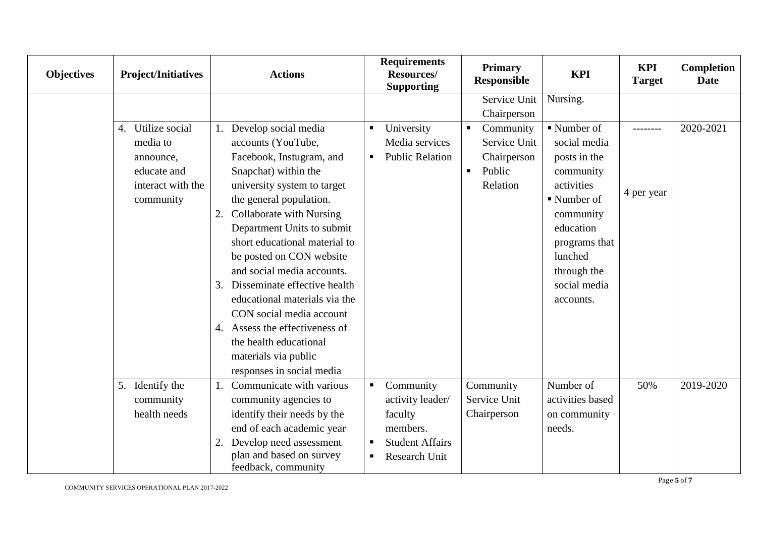| Objectives | Project/Initiatives | Actions | Requirements Resources/ Supporting | Primary Responsible | KPI | KPI Target | Completion Date |
|---|---|---|---|---|---|---|---|
| | | | | Service Unit Chairperson | Nursing. | | |
| | 4. Utilize social media to announce, educate and interact with the community | 1. Develop social media accounts (YouTube, Facebook, Instugram, and Snapchat) within the university system to target the general population.<br>2. Collaborate with Nursing Department Units to submit short educational material to be posted on CON website and social media accounts.<br>3. Disseminate effective health educational materials via the CON social media account<br>4. Assess the effectiveness of the health educational materials via public responses in social media | ▪ University Media services<br>▪ Public Relation | ▪ Community Service Unit Chairperson<br>▪ Public Relation | ▪ Number of social media posts in the community activities<br>▪ Number of community education programs that lunched through the social media accounts. | --------<br><br>4 per year | 2020-2021 |
| | 5. Identify the community health needs | 1. Communicate with various community agencies to identify their needs by the end of each academic year<br>2. Develop need assessment plan and based on survey feedback, community | ▪ Community activity leader/ faculty members.<br>▪ Student Affairs<br>▪ Research Unit | Community Service Unit Chairperson | Number of activities based on community needs. | 50% | 2019-2020 |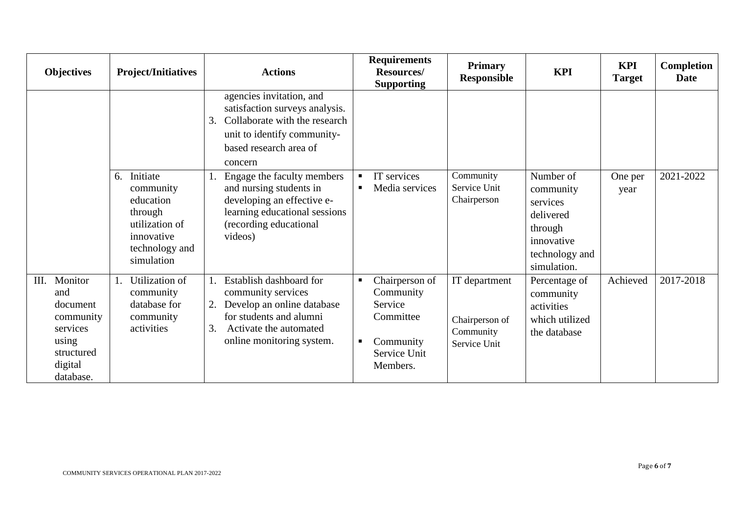| Objectives | Project/Initiatives | Actions | Requirements Resources/ Supporting | Primary Responsible | KPI | KPI Target | Completion Date |
|---|---|---|---|---|---|---|---|
| | | agencies invitation, and satisfaction surveys analysis.<br>3. Collaborate with the research unit to identify community-based research area of concern | | | | | |
| | 6. Initiate community education through utilization of innovative technology and simulation | 1. Engage the faculty members and nursing students in developing an effective e-learning educational sessions (recording educational videos) | ▪ IT services<br>▪ Media services | Community Service Unit Chairperson | Number of community services delivered through innovative technology and simulation. | One per year | 2021-2022 |
| III. Monitor and document community services using structured digital database. | 1. Utilization of community database for community activities | 1. Establish dashboard for community services<br>2. Develop an online database for students and alumni<br>3. Activate the automated online monitoring system. | ▪ Chairperson of Community Service Committee<br>▪ Community Service Unit Members. | IT department<br><br>Chairperson of Community Service Unit | Percentage of community activities which utilized the database | Achieved | 2017-2018 |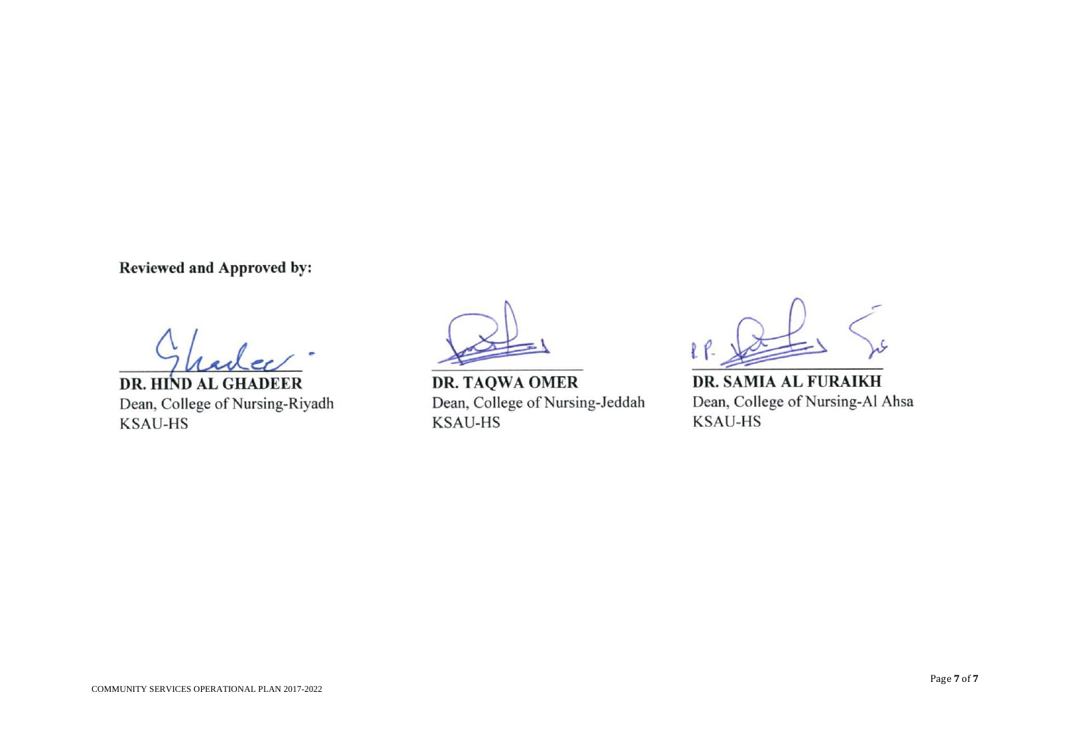**Reviewed and Approved by:**

**DR. HIND AL GHADEER**
Dean, College of Nursing-Riyadh
KSAU-HS

**DR. TAQWA OMER**
Dean, College of Nursing-Jeddah
KSAU-HS

**DR. SAMIA AL FURAIKH**
Dean, College of Nursing-Al Ahsa
KSAU-HS